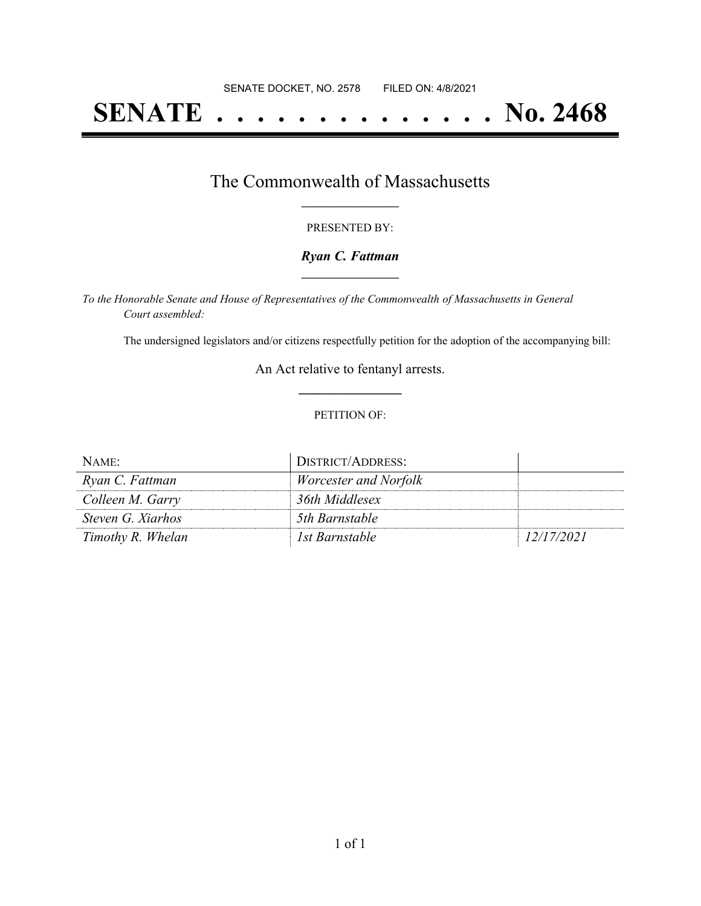SENATE DOCKET, NO. 2578        FILED ON: 4/8/2021

# SENATE . . . . . . . . . . . . . . No. 2468

## The Commonwealth of Massachusetts

PRESENTED BY:

***Ryan C. Fattman***

*To the Honorable Senate and House of Representatives of the Commonwealth of Massachusetts in General Court assembled:*

The undersigned legislators and/or citizens respectfully petition for the adoption of the accompanying bill:

An Act relative to fentanyl arrests.

PETITION OF:

| NAME: | DISTRICT/ADDRESS: | |
| --- | --- | --- |
| *Ryan C. Fattman* | *Worcester and Norfolk* | |
| *Colleen M. Garry* | *36th Middlesex* | |
| *Steven G. Xiarhos* | *5th Barnstable* | |
| *Timothy R. Whelan* | *1st Barnstable* | *12/17/2021* |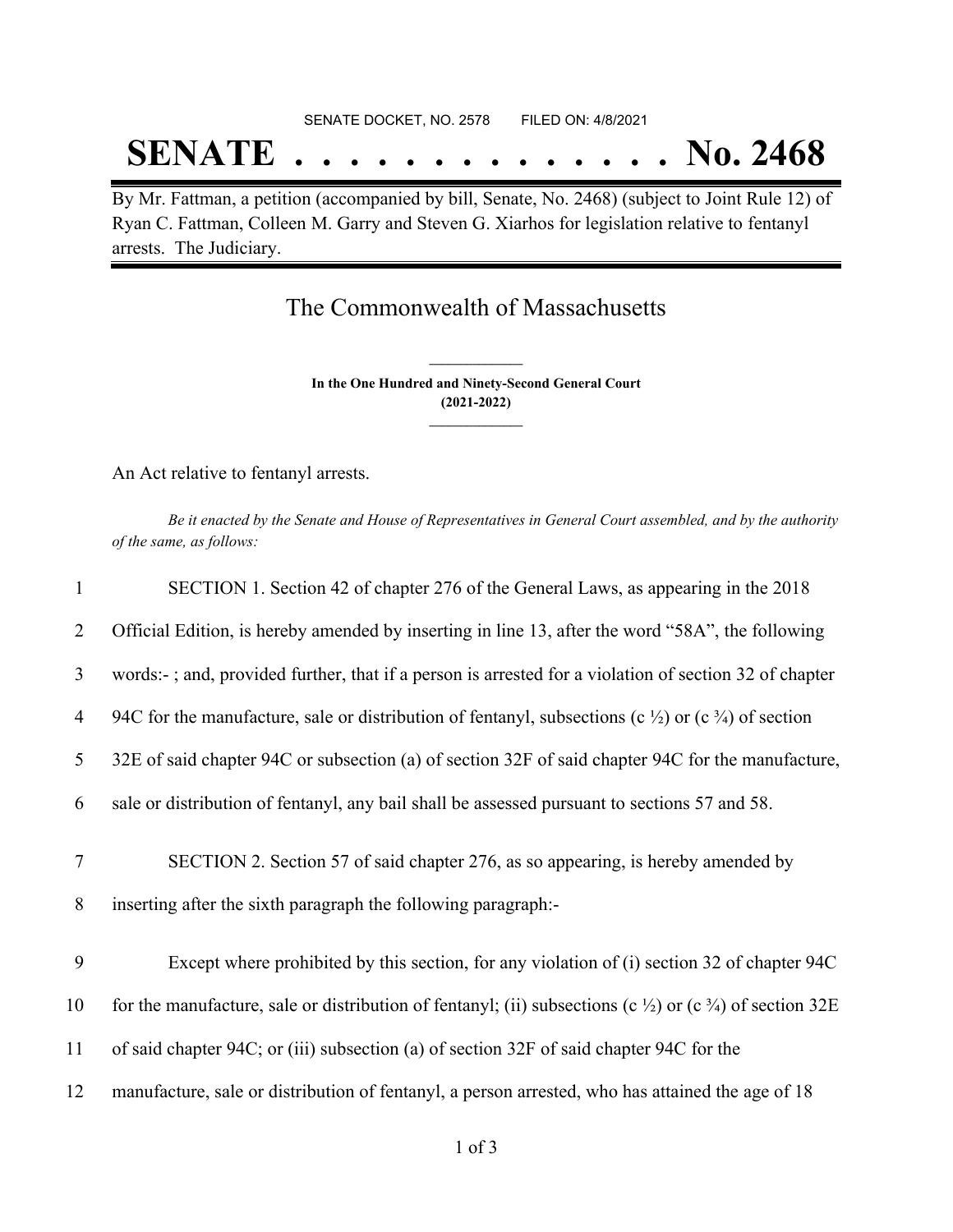SENATE DOCKET, NO. 2578        FILED ON: 4/8/2021

# SENATE . . . . . . . . . . . . . . No. 2468

By Mr. Fattman, a petition (accompanied by bill, Senate, No. 2468) (subject to Joint Rule 12) of Ryan C. Fattman, Colleen M. Garry and Steven G. Xiarhos for legislation relative to fentanyl arrests. The Judiciary.

## The Commonwealth of Massachusetts

**In the One Hundred and Ninety-Second General Court**
**(2021-2022)**

An Act relative to fentanyl arrests.

*Be it enacted by the Senate and House of Representatives in General Court assembled, and by the authority of the same, as follows:*

1 SECTION 1. Section 42 of chapter 276 of the General Laws, as appearing in the 2018
2 Official Edition, is hereby amended by inserting in line 13, after the word "58A", the following
3 words:- ; and, provided further, that if a person is arrested for a violation of section 32 of chapter
4 94C for the manufacture, sale or distribution of fentanyl, subsections (c ½) or (c ¾) of section
5 32E of said chapter 94C or subsection (a) of section 32F of said chapter 94C for the manufacture,
6 sale or distribution of fentanyl, any bail shall be assessed pursuant to sections 57 and 58.

7 SECTION 2. Section 57 of said chapter 276, as so appearing, is hereby amended by
8 inserting after the sixth paragraph the following paragraph:-

9 Except where prohibited by this section, for any violation of (i) section 32 of chapter 94C
10 for the manufacture, sale or distribution of fentanyl; (ii) subsections (c ½) or (c ¾) of section 32E
11 of said chapter 94C; or (iii) subsection (a) of section 32F of said chapter 94C for the
12 manufacture, sale or distribution of fentanyl, a person arrested, who has attained the age of 18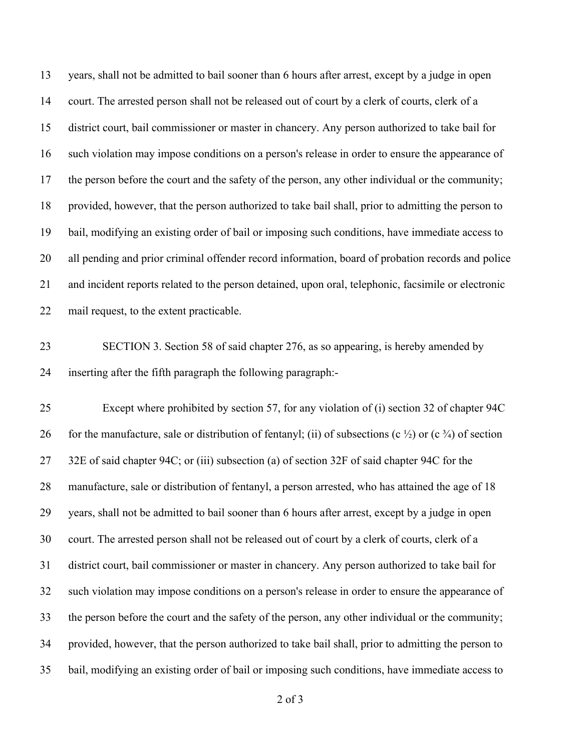years, shall not be admitted to bail sooner than 6 hours after arrest, except by a judge in open court. The arrested person shall not be released out of court by a clerk of courts, clerk of a district court, bail commissioner or master in chancery. Any person authorized to take bail for such violation may impose conditions on a person's release in order to ensure the appearance of the person before the court and the safety of the person, any other individual or the community; provided, however, that the person authorized to take bail shall, prior to admitting the person to bail, modifying an existing order of bail or imposing such conditions, have immediate access to all pending and prior criminal offender record information, board of probation records and police and incident reports related to the person detained, upon oral, telephonic, facsimile or electronic mail request, to the extent practicable.

SECTION 3. Section 58 of said chapter 276, as so appearing, is hereby amended by inserting after the fifth paragraph the following paragraph:-

Except where prohibited by section 57, for any violation of (i) section 32 of chapter 94C for the manufacture, sale or distribution of fentanyl; (ii) of subsections (c ½) or (c ¾) of section 32E of said chapter 94C; or (iii) subsection (a) of section 32F of said chapter 94C for the manufacture, sale or distribution of fentanyl, a person arrested, who has attained the age of 18 years, shall not be admitted to bail sooner than 6 hours after arrest, except by a judge in open court. The arrested person shall not be released out of court by a clerk of courts, clerk of a district court, bail commissioner or master in chancery. Any person authorized to take bail for such violation may impose conditions on a person's release in order to ensure the appearance of the person before the court and the safety of the person, any other individual or the community; provided, however, that the person authorized to take bail shall, prior to admitting the person to bail, modifying an existing order of bail or imposing such conditions, have immediate access to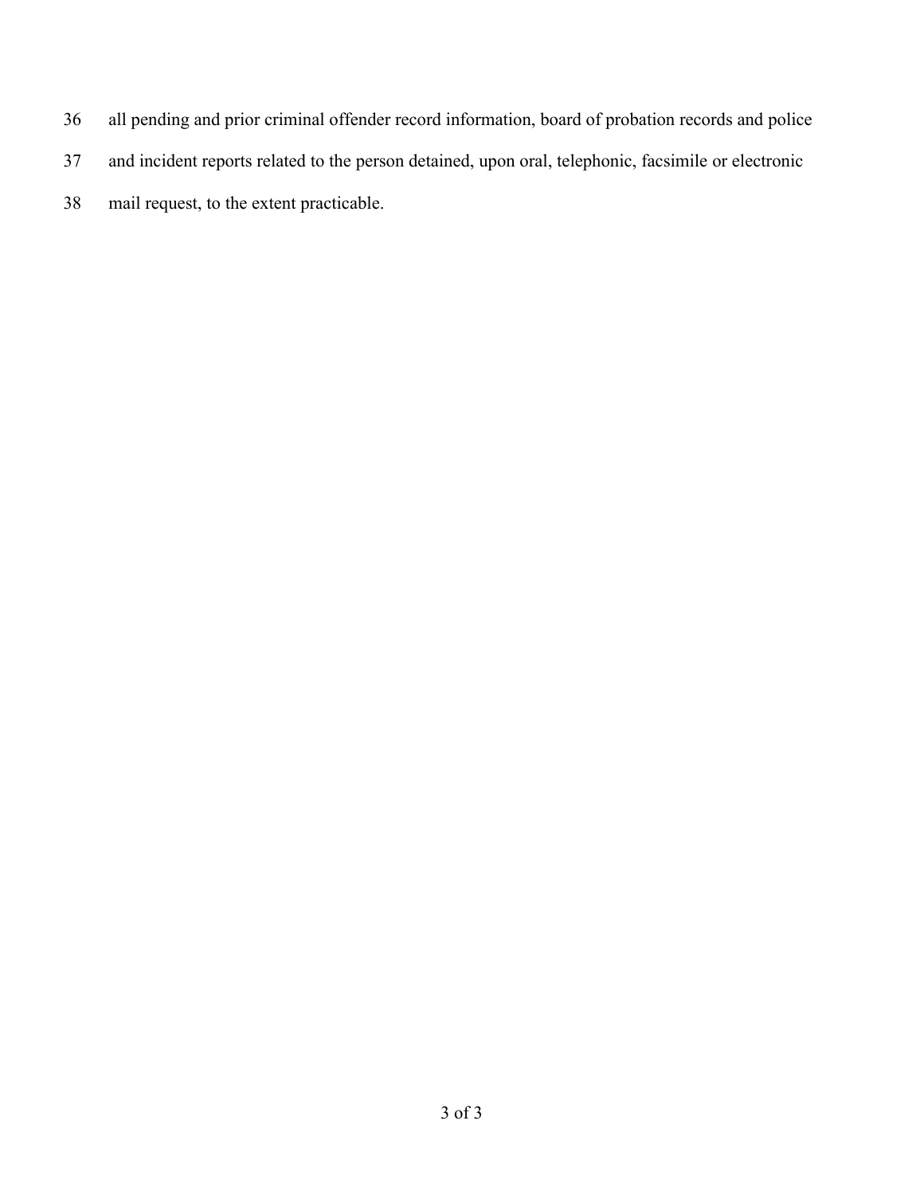all pending and prior criminal offender record information, board of probation records and police and incident reports related to the person detained, upon oral, telephonic, facsimile or electronic mail request, to the extent practicable.